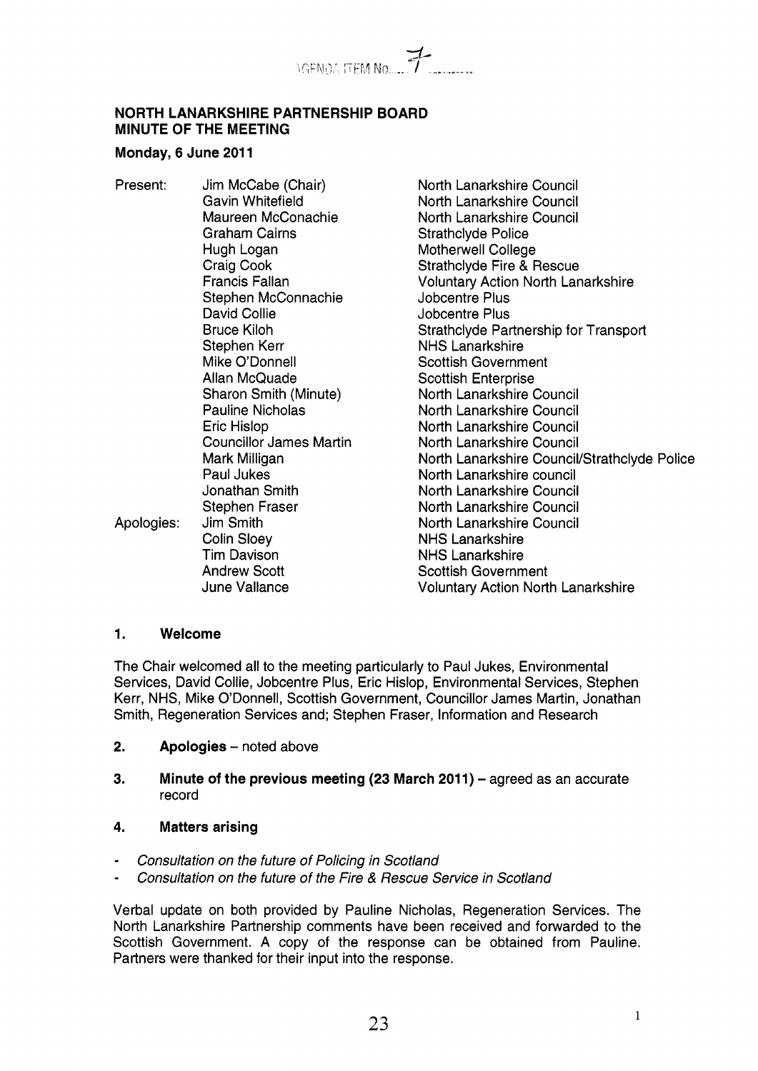AGENDA ITEM No. 7

## NORTH LANARKSHIRE PARTNERSHIP BOARD
## MINUTE OF THE MEETING

**Monday, 6 June 2011**

| | | |
|---|---|---|
| Present: | Jim McCabe (Chair) | North Lanarkshire Council |
| | Gavin Whitefield | North Lanarkshire Council |
| | Maureen McConachie | North Lanarkshire Council |
| | Graham Cairns | Strathclyde Police |
| | Hugh Logan | Motherwell College |
| | Craig Cook | Strathclyde Fire & Rescue |
| | Francis Fallan | Voluntary Action North Lanarkshire |
| | Stephen McConnachie | Jobcentre Plus |
| | David Collie | Jobcentre Plus |
| | Bruce Kiloh | Strathclyde Partnership for Transport |
| | Stephen Kerr | NHS Lanarkshire |
| | Mike O'Donnell | Scottish Government |
| | Allan McQuade | Scottish Enterprise |
| | Sharon Smith (Minute) | North Lanarkshire Council |
| | Pauline Nicholas | North Lanarkshire Council |
| | Eric Hislop | North Lanarkshire Council |
| | Councillor James Martin | North Lanarkshire Council |
| | Mark Milligan | North Lanarkshire Council/Strathclyde Police |
| | Paul Jukes | North Lanarkshire council |
| | Jonathan Smith | North Lanarkshire Council |
| | Stephen Fraser | North Lanarkshire Council |
| Apologies: | Jim Smith | North Lanarkshire Council |
| | Colin Sloey | NHS Lanarkshire |
| | Tim Davison | NHS Lanarkshire |
| | Andrew Scott | Scottish Government |
| | June Vallance | Voluntary Action North Lanarkshire |

### 1. Welcome

The Chair welcomed all to the meeting particularly to Paul Jukes, Environmental Services, David Collie, Jobcentre Plus, Eric Hislop, Environmental Services, Stephen Kerr, NHS, Mike O'Donnell, Scottish Government, Councillor James Martin, Jonathan Smith, Regeneration Services and; Stephen Fraser, Information and Research

### 2. Apologies – noted above

### 3. Minute of the previous meeting (23 March 2011) – agreed as an accurate record

### 4. Matters arising

- *Consultation on the future of Policing in Scotland*
- *Consultation on the future of the Fire & Rescue Service in Scotland*

Verbal update on both provided by Pauline Nicholas, Regeneration Services. The North Lanarkshire Partnership comments have been received and forwarded to the Scottish Government. A copy of the response can be obtained from Pauline. Partners were thanked for their input into the response.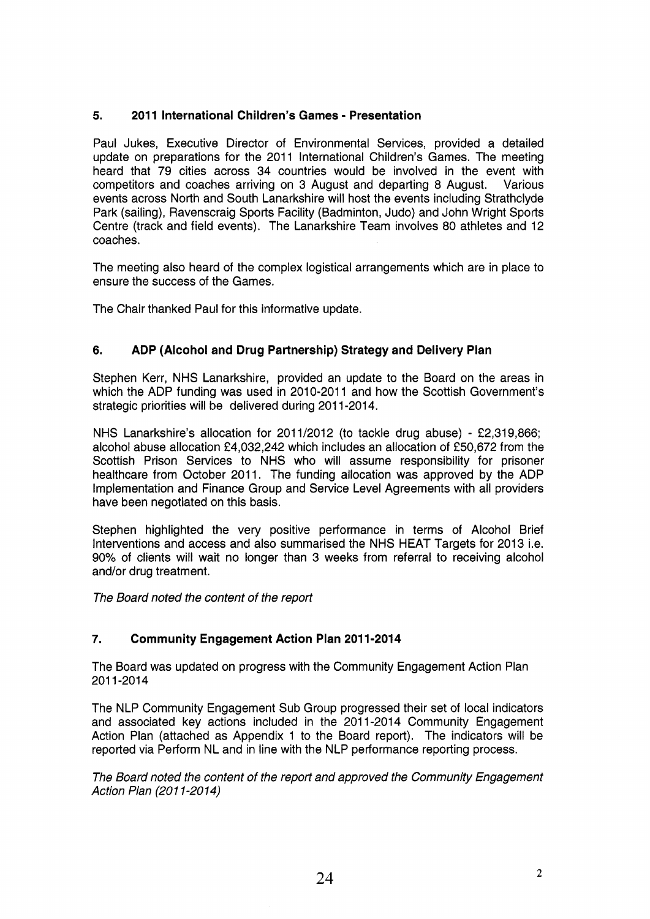## 5. 2011 International Children's Games - Presentation

Paul Jukes, Executive Director of Environmental Services, provided a detailed update on preparations for the 2011 International Children's Games. The meeting heard that 79 cities across 34 countries would be involved in the event with competitors and coaches arriving on 3 August and departing 8 August. Various events across North and South Lanarkshire will host the events including Strathclyde Park (sailing), Ravenscraig Sports Facility (Badminton, Judo) and John Wright Sports Centre (track and field events). The Lanarkshire Team involves 80 athletes and 12 coaches.

The meeting also heard of the complex logistical arrangements which are in place to ensure the success of the Games.

The Chair thanked Paul for this informative update.

## 6. ADP (Alcohol and Drug Partnership) Strategy and Delivery Plan

Stephen Kerr, NHS Lanarkshire, provided an update to the Board on the areas in which the ADP funding was used in 2010-2011 and how the Scottish Government's strategic priorities will be delivered during 2011-2014.

NHS Lanarkshire's allocation for 2011/2012 (to tackle drug abuse) - £2,319,866; alcohol abuse allocation £4,032,242 which includes an allocation of £50,672 from the Scottish Prison Services to NHS who will assume responsibility for prisoner healthcare from October 2011. The funding allocation was approved by the ADP Implementation and Finance Group and Service Level Agreements with all providers have been negotiated on this basis.

Stephen highlighted the very positive performance in terms of Alcohol Brief Interventions and access and also summarised the NHS HEAT Targets for 2013 i.e. 90% of clients will wait no longer than 3 weeks from referral to receiving alcohol and/or drug treatment.

*The Board noted the content of the report*

## 7. Community Engagement Action Plan 2011-2014

The Board was updated on progress with the Community Engagement Action Plan 2011-2014

The NLP Community Engagement Sub Group progressed their set of local indicators and associated key actions included in the 2011-2014 Community Engagement Action Plan (attached as Appendix 1 to the Board report). The indicators will be reported via Perform NL and in line with the NLP performance reporting process.

*The Board noted the content of the report and approved the Community Engagement Action Plan (2011-2014)*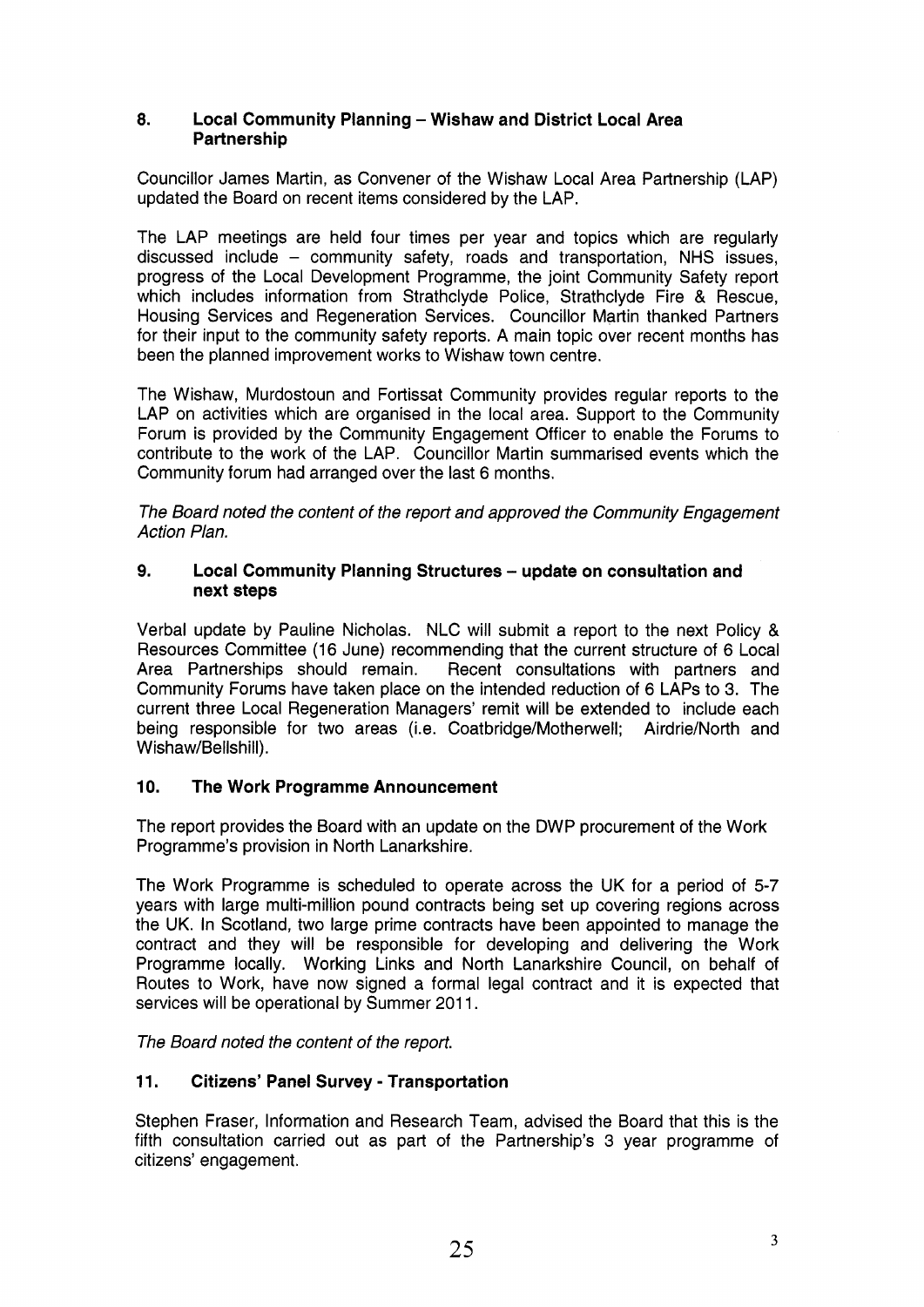## 8. Local Community Planning – Wishaw and District Local Area Partnership

Councillor James Martin, as Convener of the Wishaw Local Area Partnership (LAP) updated the Board on recent items considered by the LAP.

The LAP meetings are held four times per year and topics which are regularly discussed include – community safety, roads and transportation, NHS issues, progress of the Local Development Programme, the joint Community Safety report which includes information from Strathclyde Police, Strathclyde Fire & Rescue, Housing Services and Regeneration Services. Councillor Martin thanked Partners for their input to the community safety reports. A main topic over recent months has been the planned improvement works to Wishaw town centre.

The Wishaw, Murdostoun and Fortissat Community provides regular reports to the LAP on activities which are organised in the local area. Support to the Community Forum is provided by the Community Engagement Officer to enable the Forums to contribute to the work of the LAP. Councillor Martin summarised events which the Community forum had arranged over the last 6 months.

*The Board noted the content of the report and approved the Community Engagement Action Plan.*

## 9. Local Community Planning Structures – update on consultation and next steps

Verbal update by Pauline Nicholas. NLC will submit a report to the next Policy & Resources Committee (16 June) recommending that the current structure of 6 Local Area Partnerships should remain. Recent consultations with partners and Community Forums have taken place on the intended reduction of 6 LAPs to 3. The current three Local Regeneration Managers' remit will be extended to include each being responsible for two areas (i.e. Coatbridge/Motherwell; Airdrie/North and Wishaw/Bellshill).

## 10. The Work Programme Announcement

The report provides the Board with an update on the DWP procurement of the Work Programme's provision in North Lanarkshire.

The Work Programme is scheduled to operate across the UK for a period of 5-7 years with large multi-million pound contracts being set up covering regions across the UK. In Scotland, two large prime contracts have been appointed to manage the contract and they will be responsible for developing and delivering the Work Programme locally. Working Links and North Lanarkshire Council, on behalf of Routes to Work, have now signed a formal legal contract and it is expected that services will be operational by Summer 2011.

*The Board noted the content of the report.*

## 11. Citizens' Panel Survey - Transportation

Stephen Fraser, Information and Research Team, advised the Board that this is the fifth consultation carried out as part of the Partnership's 3 year programme of citizens' engagement.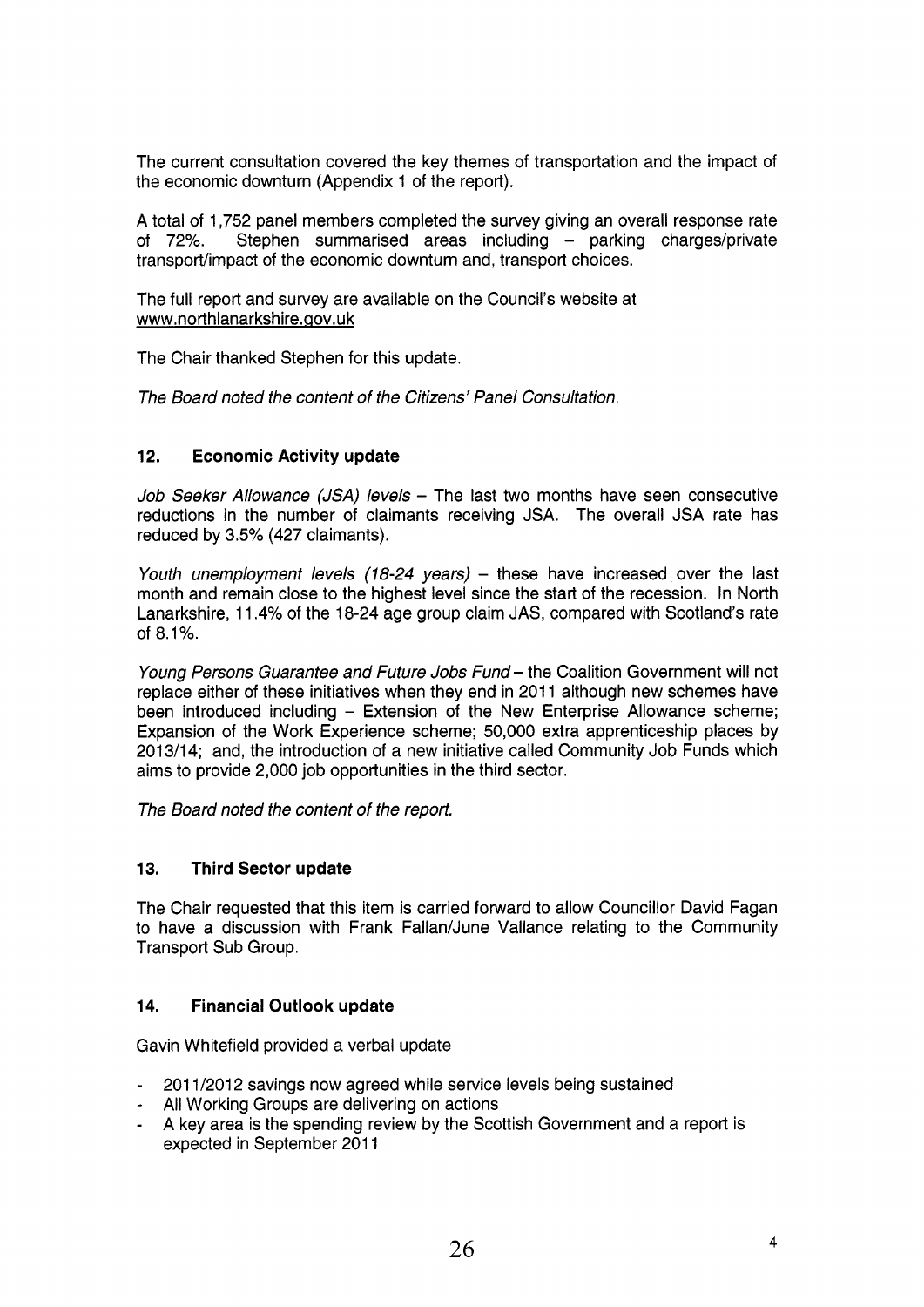The current consultation covered the key themes of transportation and the impact of the economic downturn (Appendix 1 of the report).

A total of 1,752 panel members completed the survey giving an overall response rate of 72%. Stephen summarised areas including – parking charges/private transport/impact of the economic downturn and, transport choices.

The full report and survey are available on the Council's website at www.northlanarkshire.gov.uk

The Chair thanked Stephen for this update.

*The Board noted the content of the Citizens' Panel Consultation.*

## 12. Economic Activity update

*Job Seeker Allowance (JSA) levels* – The last two months have seen consecutive reductions in the number of claimants receiving JSA. The overall JSA rate has reduced by 3.5% (427 claimants).

*Youth unemployment levels (18-24 years)* – these have increased over the last month and remain close to the highest level since the start of the recession. In North Lanarkshire, 11.4% of the 18-24 age group claim JAS, compared with Scotland's rate of 8.1%.

*Young Persons Guarantee and Future Jobs Fund* – the Coalition Government will not replace either of these initiatives when they end in 2011 although new schemes have been introduced including – Extension of the New Enterprise Allowance scheme; Expansion of the Work Experience scheme; 50,000 extra apprenticeship places by 2013/14; and, the introduction of a new initiative called Community Job Funds which aims to provide 2,000 job opportunities in the third sector.

*The Board noted the content of the report.*

## 13. Third Sector update

The Chair requested that this item is carried forward to allow Councillor David Fagan to have a discussion with Frank Fallan/June Vallance relating to the Community Transport Sub Group.

## 14. Financial Outlook update

Gavin Whitefield provided a verbal update

- 2011/2012 savings now agreed while service levels being sustained
- All Working Groups are delivering on actions
- A key area is the spending review by the Scottish Government and a report is expected in September 2011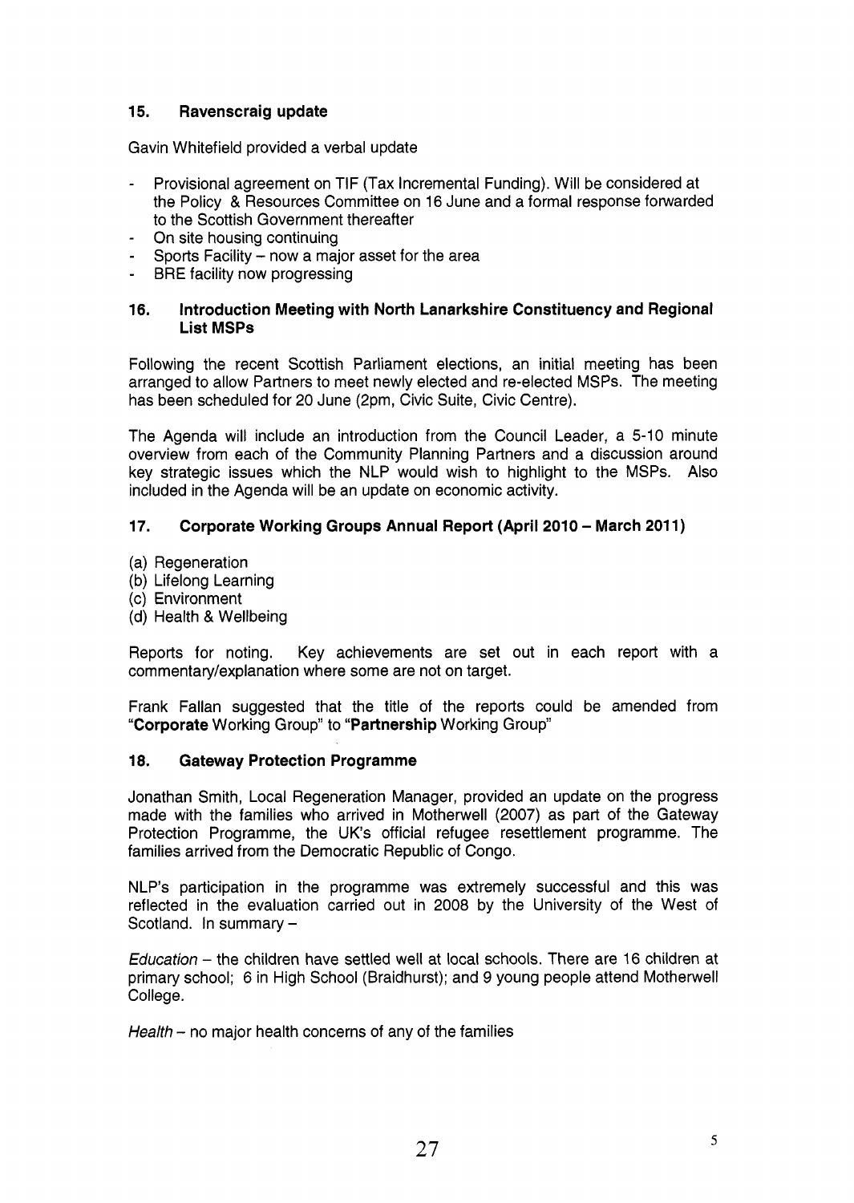## 15. Ravenscraig update

Gavin Whitefield provided a verbal update

- Provisional agreement on TIF (Tax Incremental Funding). Will be considered at the Policy & Resources Committee on 16 June and a formal response forwarded to the Scottish Government thereafter
- On site housing continuing
- Sports Facility – now a major asset for the area
- BRE facility now progressing

## 16. Introduction Meeting with North Lanarkshire Constituency and Regional List MSPs

Following the recent Scottish Parliament elections, an initial meeting has been arranged to allow Partners to meet newly elected and re-elected MSPs. The meeting has been scheduled for 20 June (2pm, Civic Suite, Civic Centre).

The Agenda will include an introduction from the Council Leader, a 5-10 minute overview from each of the Community Planning Partners and a discussion around key strategic issues which the NLP would wish to highlight to the MSPs. Also included in the Agenda will be an update on economic activity.

## 17. Corporate Working Groups Annual Report (April 2010 – March 2011)

(a) Regeneration
(b) Lifelong Learning
(c) Environment
(d) Health & Wellbeing

Reports for noting. Key achievements are set out in each report with a commentary/explanation where some are not on target.

Frank Fallan suggested that the title of the reports could be amended from "**Corporate** Working Group" to "**Partnership** Working Group"

## 18. Gateway Protection Programme

Jonathan Smith, Local Regeneration Manager, provided an update on the progress made with the families who arrived in Motherwell (2007) as part of the Gateway Protection Programme, the UK's official refugee resettlement programme. The families arrived from the Democratic Republic of Congo.

NLP's participation in the programme was extremely successful and this was reflected in the evaluation carried out in 2008 by the University of the West of Scotland. In summary –

*Education* – the children have settled well at local schools. There are 16 children at primary school; 6 in High School (Braidhurst); and 9 young people attend Motherwell College.

*Health* – no major health concerns of any of the families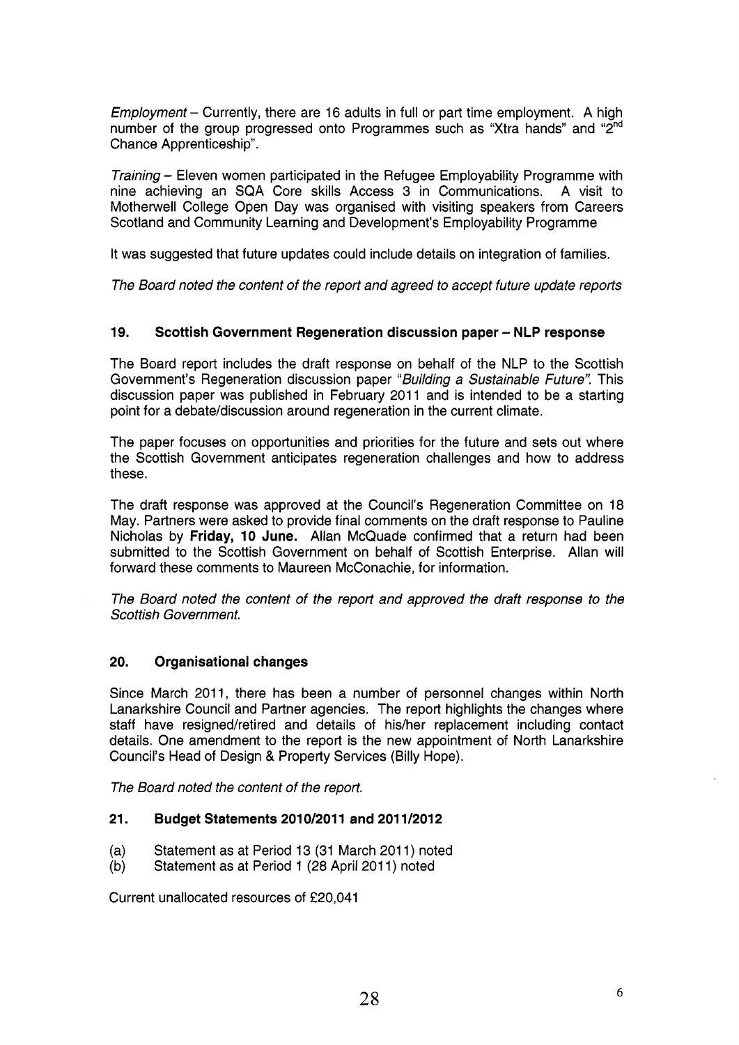*Employment* – Currently, there are 16 adults in full or part time employment. A high number of the group progressed onto Programmes such as "Xtra hands" and "2nd Chance Apprenticeship".

*Training* – Eleven women participated in the Refugee Employability Programme with nine achieving an SQA Core skills Access 3 in Communications. A visit to Motherwell College Open Day was organised with visiting speakers from Careers Scotland and Community Learning and Development's Employability Programme

It was suggested that future updates could include details on integration of families.

*The Board noted the content of the report and agreed to accept future update reports*

## 19. Scottish Government Regeneration discussion paper – NLP response

The Board report includes the draft response on behalf of the NLP to the Scottish Government's Regeneration discussion paper "*Building a Sustainable Future*". This discussion paper was published in February 2011 and is intended to be a starting point for a debate/discussion around regeneration in the current climate.

The paper focuses on opportunities and priorities for the future and sets out where the Scottish Government anticipates regeneration challenges and how to address these.

The draft response was approved at the Council's Regeneration Committee on 18 May. Partners were asked to provide final comments on the draft response to Pauline Nicholas by **Friday, 10 June.** Allan McQuade confirmed that a return had been submitted to the Scottish Government on behalf of Scottish Enterprise. Allan will forward these comments to Maureen McConachie, for information.

*The Board noted the content of the report and approved the draft response to the Scottish Government.*

## 20. Organisational changes

Since March 2011, there has been a number of personnel changes within North Lanarkshire Council and Partner agencies. The report highlights the changes where staff have resigned/retired and details of his/her replacement including contact details. One amendment to the report is the new appointment of North Lanarkshire Council's Head of Design & Property Services (Billy Hope).

*The Board noted the content of the report.*

## 21. Budget Statements 2010/2011 and 2011/2012

(a) Statement as at Period 13 (31 March 2011) noted
(b) Statement as at Period 1 (28 April 2011) noted

Current unallocated resources of £20,041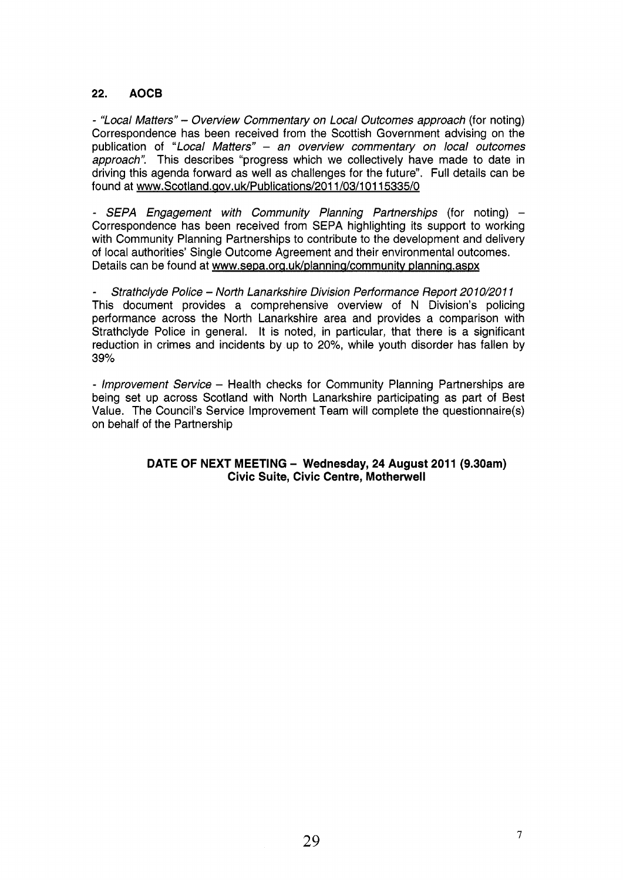## 22. AOCB

- *"Local Matters" – Overview Commentary on Local Outcomes approach* (for noting) Correspondence has been received from the Scottish Government advising on the publication of *"Local Matters" – an overview commentary on local outcomes approach"*. This describes "progress which we collectively have made to date in driving this agenda forward as well as challenges for the future". Full details can be found at www.Scotland.gov.uk/Publications/2011/03/10115335/0

- *SEPA Engagement with Community Planning Partnerships* (for noting) – Correspondence has been received from SEPA highlighting its support to working with Community Planning Partnerships to contribute to the development and delivery of local authorities' Single Outcome Agreement and their environmental outcomes. Details can be found at www.sepa.org.uk/planning/community planning.aspx

- *Strathclyde Police – North Lanarkshire Division Performance Report 2010/2011* This document provides a comprehensive overview of N Division's policing performance across the North Lanarkshire area and provides a comparison with Strathclyde Police in general. It is noted, in particular, that there is a significant reduction in crimes and incidents by up to 20%, while youth disorder has fallen by 39%

- *Improvement Service* – Health checks for Community Planning Partnerships are being set up across Scotland with North Lanarkshire participating as part of Best Value. The Council's Service Improvement Team will complete the questionnaire(s) on behalf of the Partnership

**DATE OF NEXT MEETING – Wednesday, 24 August 2011 (9.30am)**
**Civic Suite, Civic Centre, Motherwell**